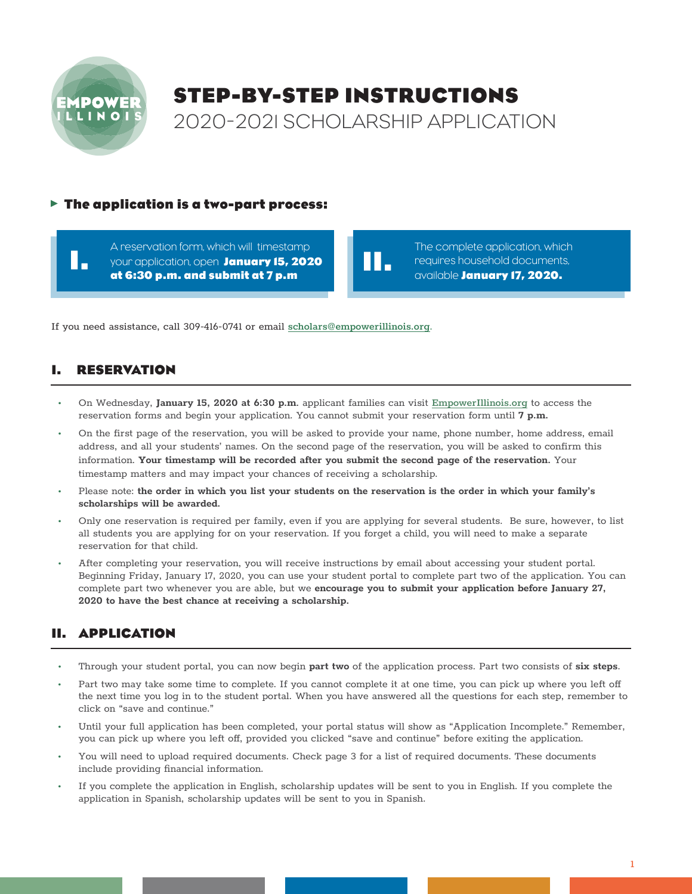# STEP-BY-STEP INSTRUCTIONS

## 2020-2021 SCHOLARSHIP APPLICATION

### The application is a two-part process:

**I.** A reservation form, which will timestamp your application, open **January 15, 2020 at 6:30 p.m. and submit at 7 p.m**

**II.** The complete application, which requires household documents, available **January 17, 2020.**

If you need assistance, call 309-416-0741 or email scholars@empowerillinois.org.

## I. RESERVATION

- On Wednesday, **January 15, 2020 at 6:30 p.m.** applicant families can visit EmpowerIllinois.org to access the reservation forms and begin your application. You cannot submit your reservation form until **7 p.m.**
- On the first page of the reservation, you will be asked to provide your name, phone number, home address, email address, and all your students' names. On the second page of the reservation, you will be asked to confirm this information. **Your timestamp will be recorded after you submit the second page of the reservation.** Your timestamp matters and may impact your chances of receiving a scholarship.
- Please note: **the order in which you list your students on the reservation is the order in which your family's scholarships will be awarded.**
- Only one reservation is required per family, even if you are applying for several students. Be sure, however, to list all students you are applying for on your reservation. If you forget a child, you will need to make a separate reservation for that child.
- After completing your reservation, you will receive instructions by email about accessing your student portal. Beginning Friday, January 17, 2020, you can use your student portal to complete part two of the application. You can complete part two whenever you are able, but we **encourage you to submit your application before January 27, 2020 to have the best chance at receiving a scholarship.**

## II. APPLICATION

- Through your student portal, you can now begin **part two** of the application process. Part two consists of **six steps**.
- Part two may take some time to complete. If you cannot complete it at one time, you can pick up where you left off the next time you log in to the student portal. When you have answered all the questions for each step, remember to click on "save and continue."
- Until your full application has been completed, your portal status will show as "Application Incomplete." Remember, you can pick up where you left off, provided you clicked "save and continue" before exiting the application.
- You will need to upload required documents. Check page 3 for a list of required documents. These documents include providing financial information.
- If you complete the application in English, scholarship updates will be sent to you in English. If you complete the application in Spanish, scholarship updates will be sent to you in Spanish.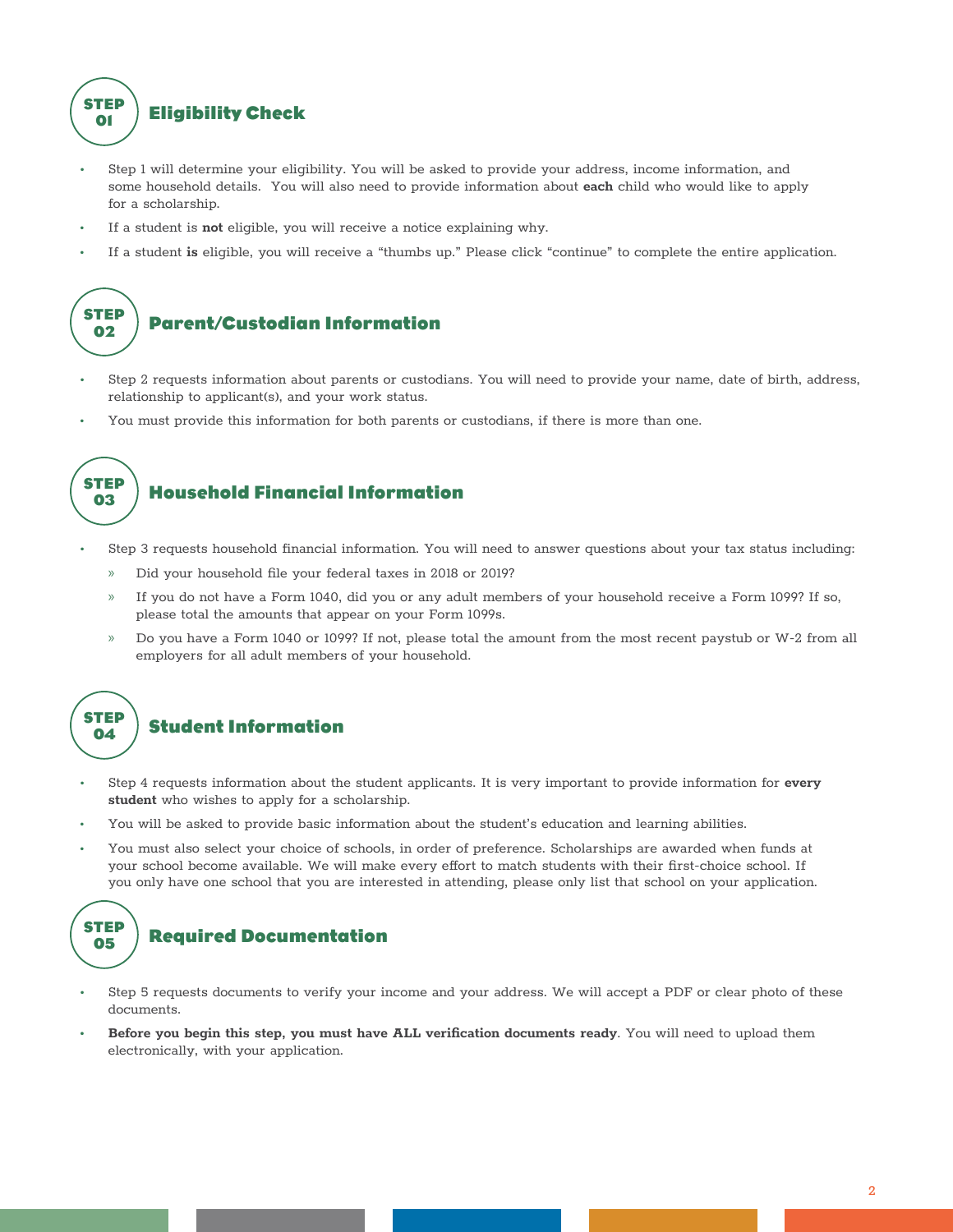## STEP 01 Eligibility Check

- Step 1 will determine your eligibility. You will be asked to provide your address, income information, and some household details. You will also need to provide information about **each** child who would like to apply for a scholarship.
- If a student is **not** eligible, you will receive a notice explaining why.
- If a student **is** eligible, you will receive a "thumbs up." Please click "continue" to complete the entire application.

## STEP 02 Parent/Custodian Information

- Step 2 requests information about parents or custodians. You will need to provide your name, date of birth, address, relationship to applicant(s), and your work status.
- You must provide this information for both parents or custodians, if there is more than one.

## STEP 03 Household Financial Information

- Step 3 requests household financial information. You will need to answer questions about your tax status including:
  - Did your household file your federal taxes in 2018 or 2019?
  - If you do not have a Form 1040, did you or any adult members of your household receive a Form 1099? If so, please total the amounts that appear on your Form 1099s.
  - Do you have a Form 1040 or 1099? If not, please total the amount from the most recent paystub or W-2 from all employers for all adult members of your household.

## STEP 04 Student Information

- Step 4 requests information about the student applicants. It is very important to provide information for **every student** who wishes to apply for a scholarship.
- You will be asked to provide basic information about the student's education and learning abilities.
- You must also select your choice of schools, in order of preference. Scholarships are awarded when funds at your school become available. We will make every effort to match students with their first-choice school. If you only have one school that you are interested in attending, please only list that school on your application.

## STEP 05 Required Documentation

- Step 5 requests documents to verify your income and your address. We will accept a PDF or clear photo of these documents.
- **Before you begin this step, you must have ALL verification documents ready**. You will need to upload them electronically, with your application.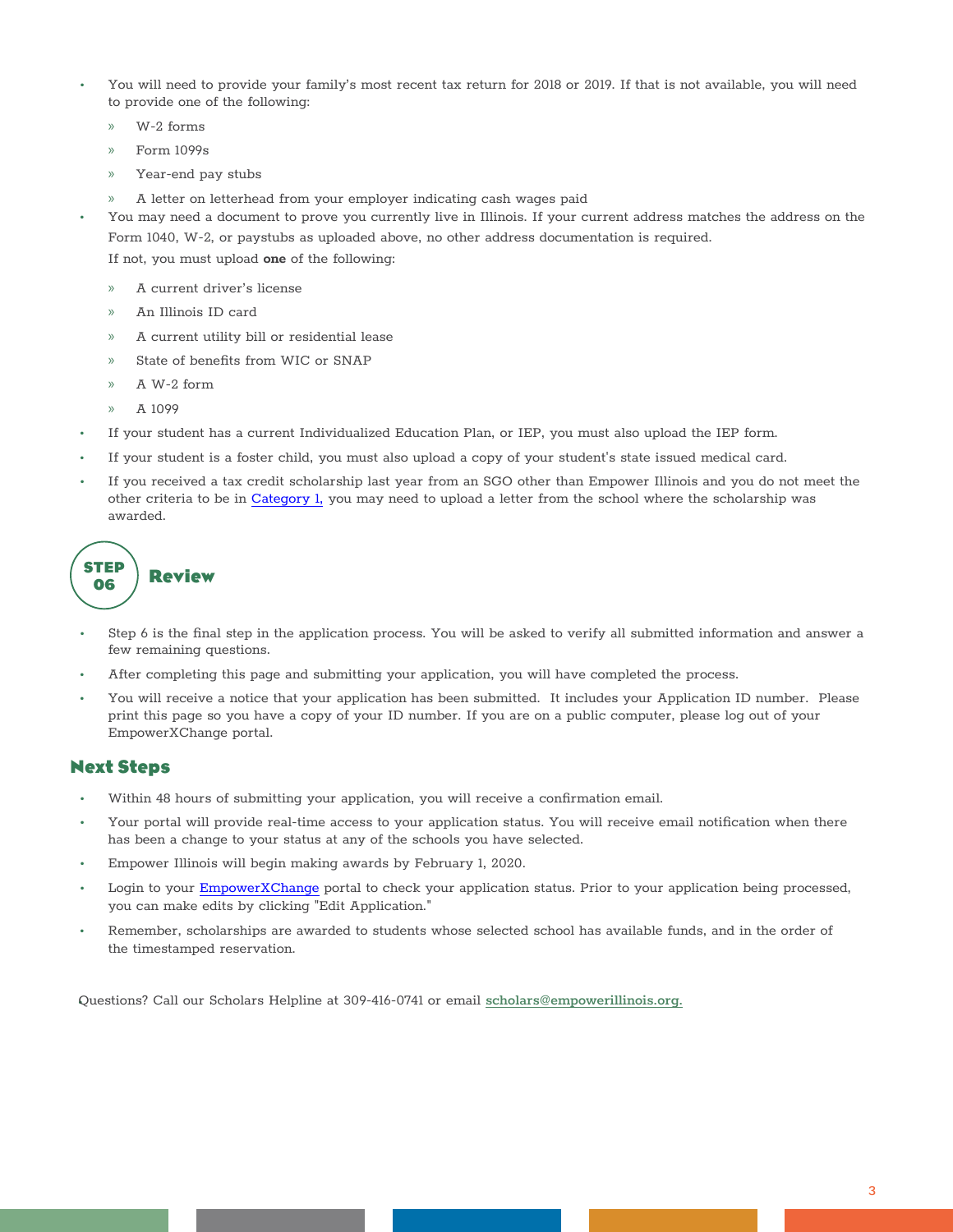- You will need to provide your family's most recent tax return for 2018 or 2019. If that is not available, you will need to provide one of the following:
  - W-2 forms
  - Form 1099s
  - Year-end pay stubs
  - A letter on letterhead from your employer indicating cash wages paid
- You may need a document to prove you currently live in Illinois. If your current address matches the address on the Form 1040, W-2, or paystubs as uploaded above, no other address documentation is required.

  If not, you must upload **one** of the following:
  - A current driver's license
  - An Illinois ID card
  - A current utility bill or residential lease
  - State of benefits from WIC or SNAP
  - A W-2 form
  - A 1099
- If your student has a current Individualized Education Plan, or IEP, you must also upload the IEP form.
- If your student is a foster child, you must also upload a copy of your student's state issued medical card.
- If you received a tax credit scholarship last year from an SGO other than Empower Illinois and you do not meet the other criteria to be in Category 1, you may need to upload a letter from the school where the scholarship was awarded.

## STEP 06 Review

- Step 6 is the final step in the application process. You will be asked to verify all submitted information and answer a few remaining questions.
- After completing this page and submitting your application, you will have completed the process.
- You will receive a notice that your application has been submitted. It includes your Application ID number. Please print this page so you have a copy of your ID number. If you are on a public computer, please log out of your EmpowerXChange portal.

## Next Steps

- Within 48 hours of submitting your application, you will receive a confirmation email.
- Your portal will provide real-time access to your application status. You will receive email notification when there has been a change to your status at any of the schools you have selected.
- Empower Illinois will begin making awards by February 1, 2020.
- Login to your EmpowerXChange portal to check your application status. Prior to your application being processed, you can make edits by clicking "Edit Application."
- Remember, scholarships are awarded to students whose selected school has available funds, and in the order of the timestamped reservation.

Questions? Call our Scholars Helpline at 309-416-0741 or email scholars@empowerillinois.org.